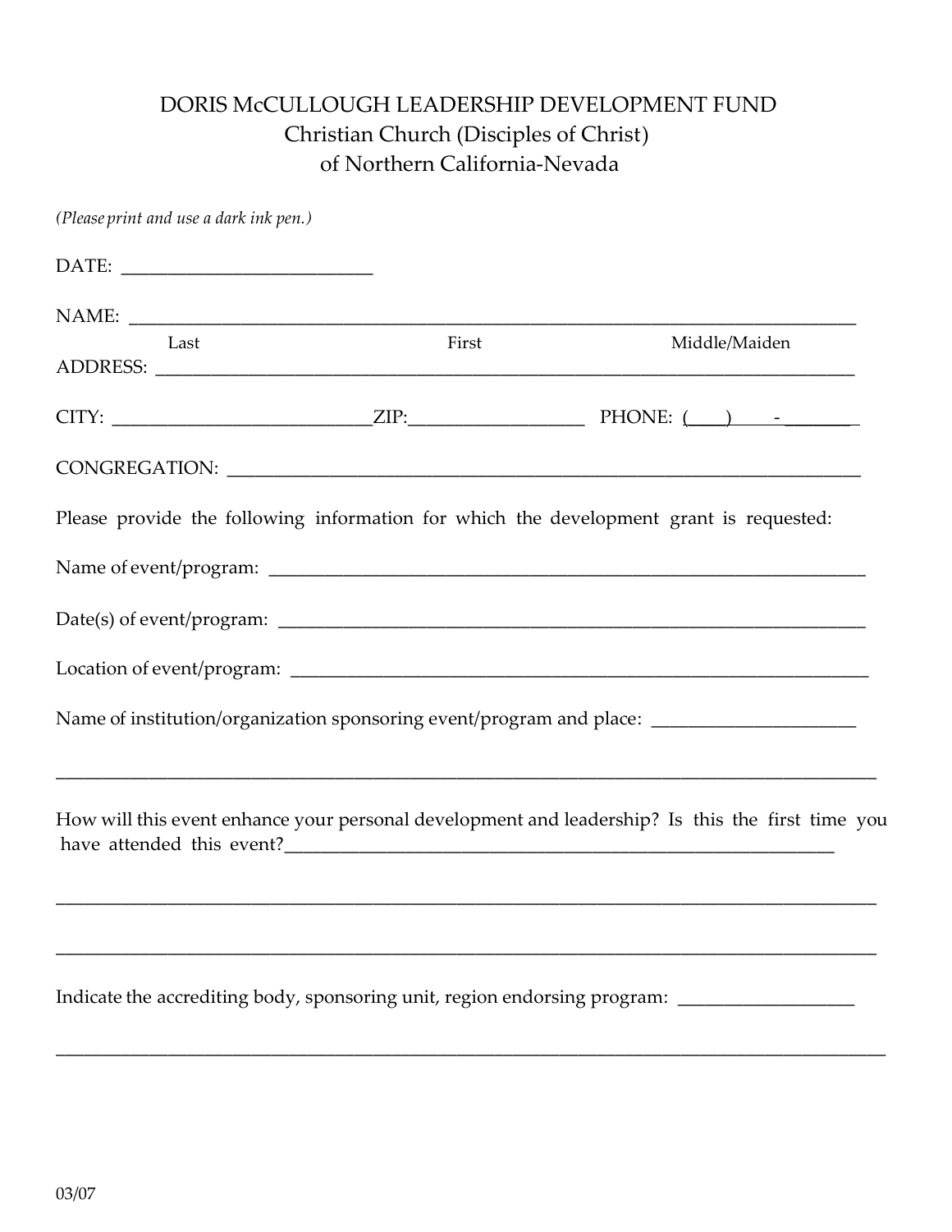# DORIS McCULLOUGH LEADERSHIP DEVELOPMENT FUND

## Christian Church (Disciples of Christ)
## of Northern California-Nevada

*(Please print and use a dark ink pen.)*

DATE: ___________________________

NAME: ______________________________________________________________________________

Last                                        First                                        Middle/Maiden

ADDRESS: ___________________________________________________________________________

CITY: ____________________________ZIP:___________________ PHONE: (____)_____-________

CONGREGATION: ______________________________________________________________________

Please provide the following information for which the development grant is requested:

Name of event/program: ________________________________________________________________

Date(s) of event/program: ______________________________________________________________

Location of event/program: _____________________________________________________________

Name of institution/organization sponsoring event/program and place: _____________________

_______________________________________________________________________________________

How will this event enhance your personal development and leadership? Is this the first time you have attended this event?_______________________________________________________________

_______________________________________________________________________________________

_______________________________________________________________________________________

Indicate the accrediting body, sponsoring unit, region endorsing program: ___________________

_______________________________________________________________________________________

03/07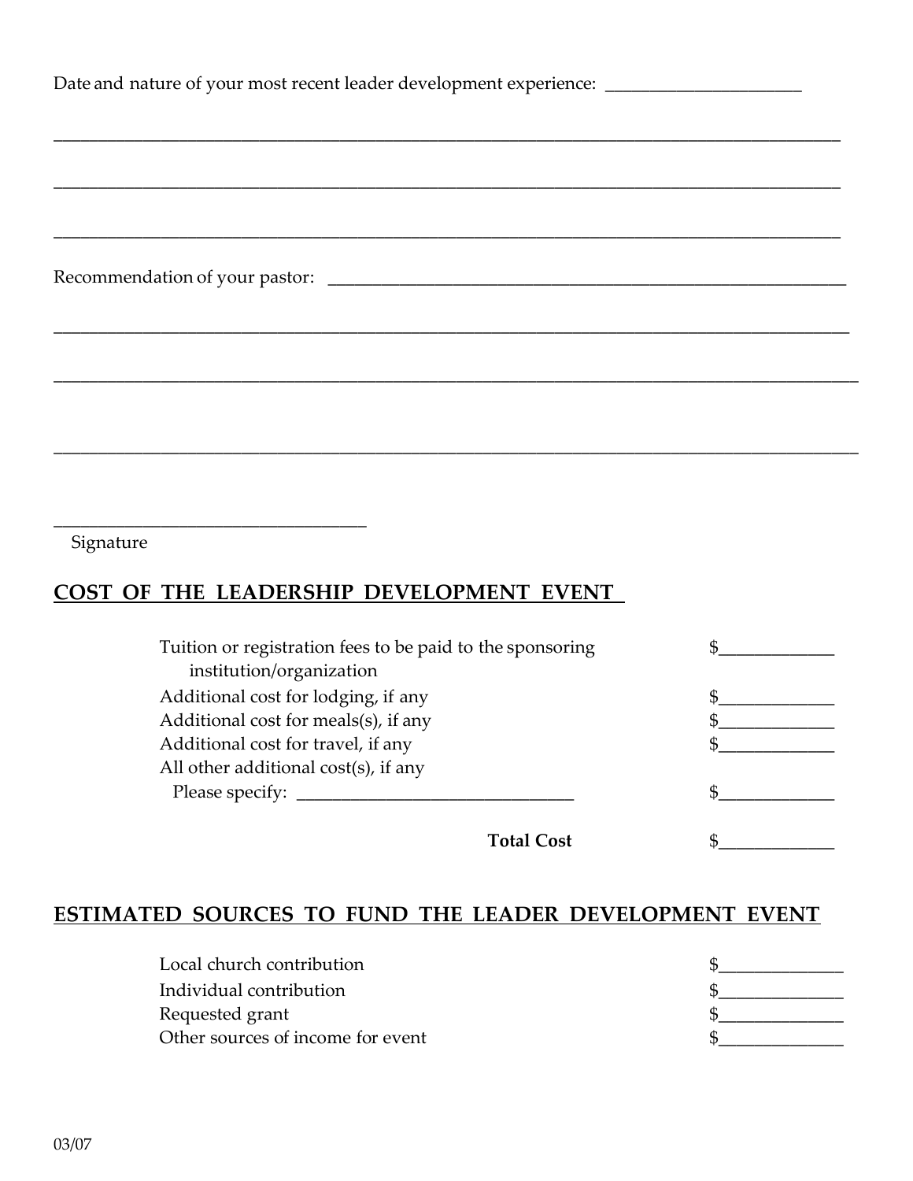Date and nature of your most recent leader development experience: ______________________

_____________________________________________________________________________________________

_____________________________________________________________________________________________

_____________________________________________________________________________________________

Recommendation of your pastor: _____________________________________________________________

_____________________________________________________________________________________________

_____________________________________________________________________________________________

_____________________________________________________________________________________________

___________________________________
Signature

## COST OF THE LEADERSHIP DEVELOPMENT EVENT

| | |
|---|---|
| Tuition or registration fees to be paid to the sponsoring institution/organization | $_____________ |
| Additional cost for lodging, if any | $_____________ |
| Additional cost for meals(s), if any | $_____________ |
| Additional cost for travel, if any | $_____________ |
| All other additional cost(s), if any<br>Please specify: ________________________________ | $_____________ |
| **Total Cost** | $_____________ |

## ESTIMATED SOURCES TO FUND THE LEADER DEVELOPMENT EVENT

| | |
|---|---|
| Local church contribution | $_____________ |
| Individual contribution | $_____________ |
| Requested grant | $_____________ |
| Other sources of income for event | $_____________ |

03/07